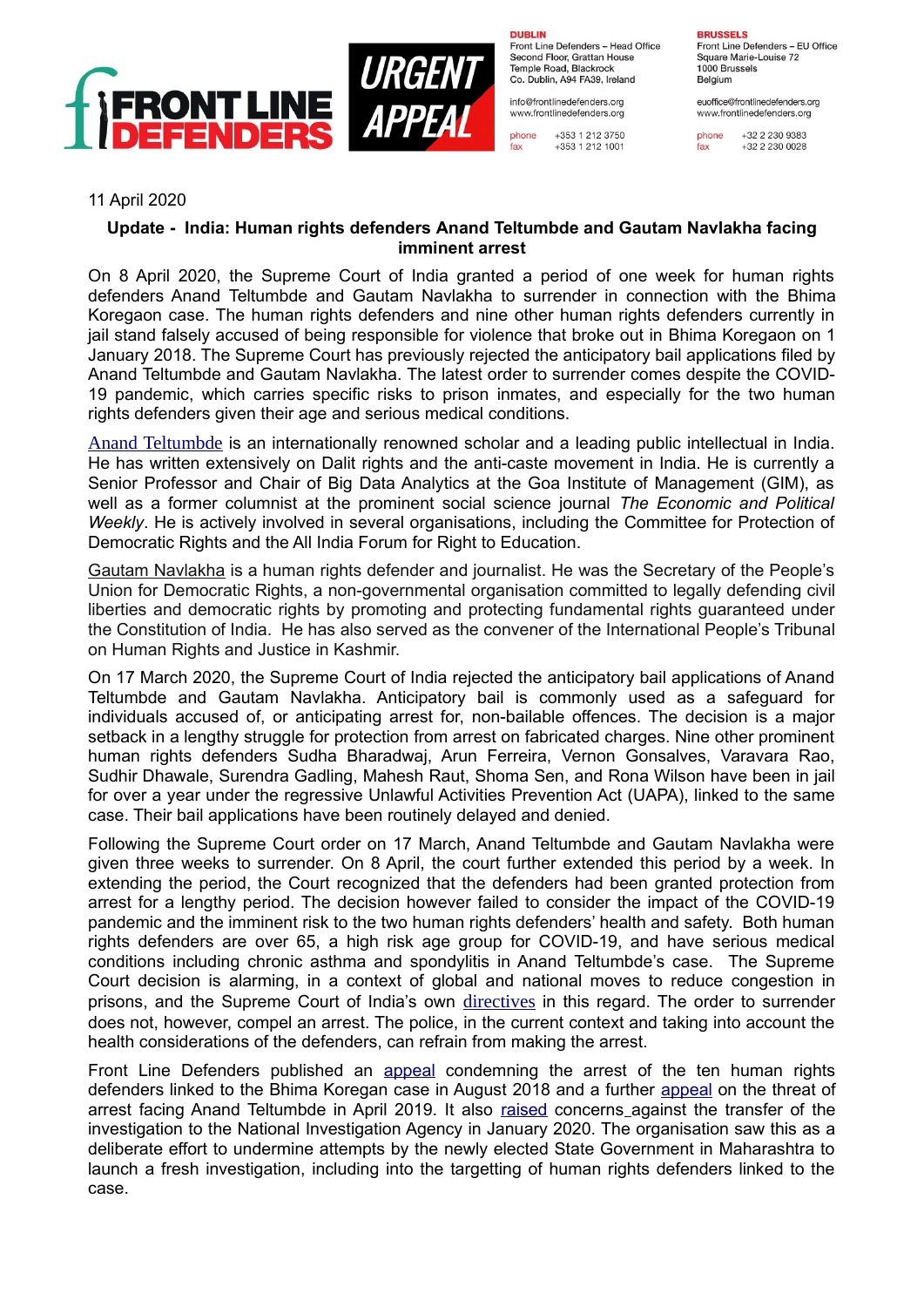**FRONT LINE DEFENDERS** **URGENT APPEAL**

**DUBLIN**
Front Line Defenders – Head Office
Second Floor, Grattan House
Temple Road, Blackrock
Co. Dublin, A94 FA39, Ireland

info@frontlinedefenders.org
www.frontlinedefenders.org

phone +353 1 212 3750
fax +353 1 212 1001

**BRUSSELS**
Front Line Defenders – EU Office
Square Marie-Louise 72
1000 Brussels
Belgium

euoffice@frontlinedefenders.org
www.frontlinedefenders.org

phone +32 2 230 9383
fax +32 2 230 0028

11 April 2020

**Update - India: Human rights defenders Anand Teltumbde and Gautam Navlakha facing imminent arrest**

On 8 April 2020, the Supreme Court of India granted a period of one week for human rights defenders Anand Teltumbde and Gautam Navlakha to surrender in connection with the Bhima Koregaon case. The human rights defenders and nine other human rights defenders currently in jail stand falsely accused of being responsible for violence that broke out in Bhima Koregaon on 1 January 2018. The Supreme Court has previously rejected the anticipatory bail applications filed by Anand Teltumbde and Gautam Navlakha. The latest order to surrender comes despite the COVID-19 pandemic, which carries specific risks to prison inmates, and especially for the two human rights defenders given their age and serious medical conditions.

Anand Teltumbde is an internationally renowned scholar and a leading public intellectual in India. He has written extensively on Dalit rights and the anti-caste movement in India. He is currently a Senior Professor and Chair of Big Data Analytics at the Goa Institute of Management (GIM), as well as a former columnist at the prominent social science journal *The Economic and Political Weekly*. He is actively involved in several organisations, including the Committee for Protection of Democratic Rights and the All India Forum for Right to Education.

Gautam Navlakha is a human rights defender and journalist. He was the Secretary of the People's Union for Democratic Rights, a non-governmental organisation committed to legally defending civil liberties and democratic rights by promoting and protecting fundamental rights guaranteed under the Constitution of India. He has also served as the convener of the International People's Tribunal on Human Rights and Justice in Kashmir.

On 17 March 2020, the Supreme Court of India rejected the anticipatory bail applications of Anand Teltumbde and Gautam Navlakha. Anticipatory bail is commonly used as a safeguard for individuals accused of, or anticipating arrest for, non-bailable offences. The decision is a major setback in a lengthy struggle for protection from arrest on fabricated charges. Nine other prominent human rights defenders Sudha Bharadwaj, Arun Ferreira, Vernon Gonsalves, Varavara Rao, Sudhir Dhawale, Surendra Gadling, Mahesh Raut, Shoma Sen, and Rona Wilson have been in jail for over a year under the regressive Unlawful Activities Prevention Act (UAPA), linked to the same case. Their bail applications have been routinely delayed and denied.

Following the Supreme Court order on 17 March, Anand Teltumbde and Gautam Navlakha were given three weeks to surrender. On 8 April, the court further extended this period by a week. In extending the period, the Court recognized that the defenders had been granted protection from arrest for a lengthy period. The decision however failed to consider the impact of the COVID-19 pandemic and the imminent risk to the two human rights defenders' health and safety. Both human rights defenders are over 65, a high risk age group for COVID-19, and have serious medical conditions including chronic asthma and spondylitis in Anand Teltumbde's case. The Supreme Court decision is alarming, in a context of global and national moves to reduce congestion in prisons, and the Supreme Court of India's own directives in this regard. The order to surrender does not, however, compel an arrest. The police, in the current context and taking into account the health considerations of the defenders, can refrain from making the arrest.

Front Line Defenders published an appeal condemning the arrest of the ten human rights defenders linked to the Bhima Koregan case in August 2018 and a further appeal on the threat of arrest facing Anand Teltumbde in April 2019. It also raised concerns against the transfer of the investigation to the National Investigation Agency in January 2020. The organisation saw this as a deliberate effort to undermine attempts by the newly elected State Government in Maharashtra to launch a fresh investigation, including into the targetting of human rights defenders linked to the case.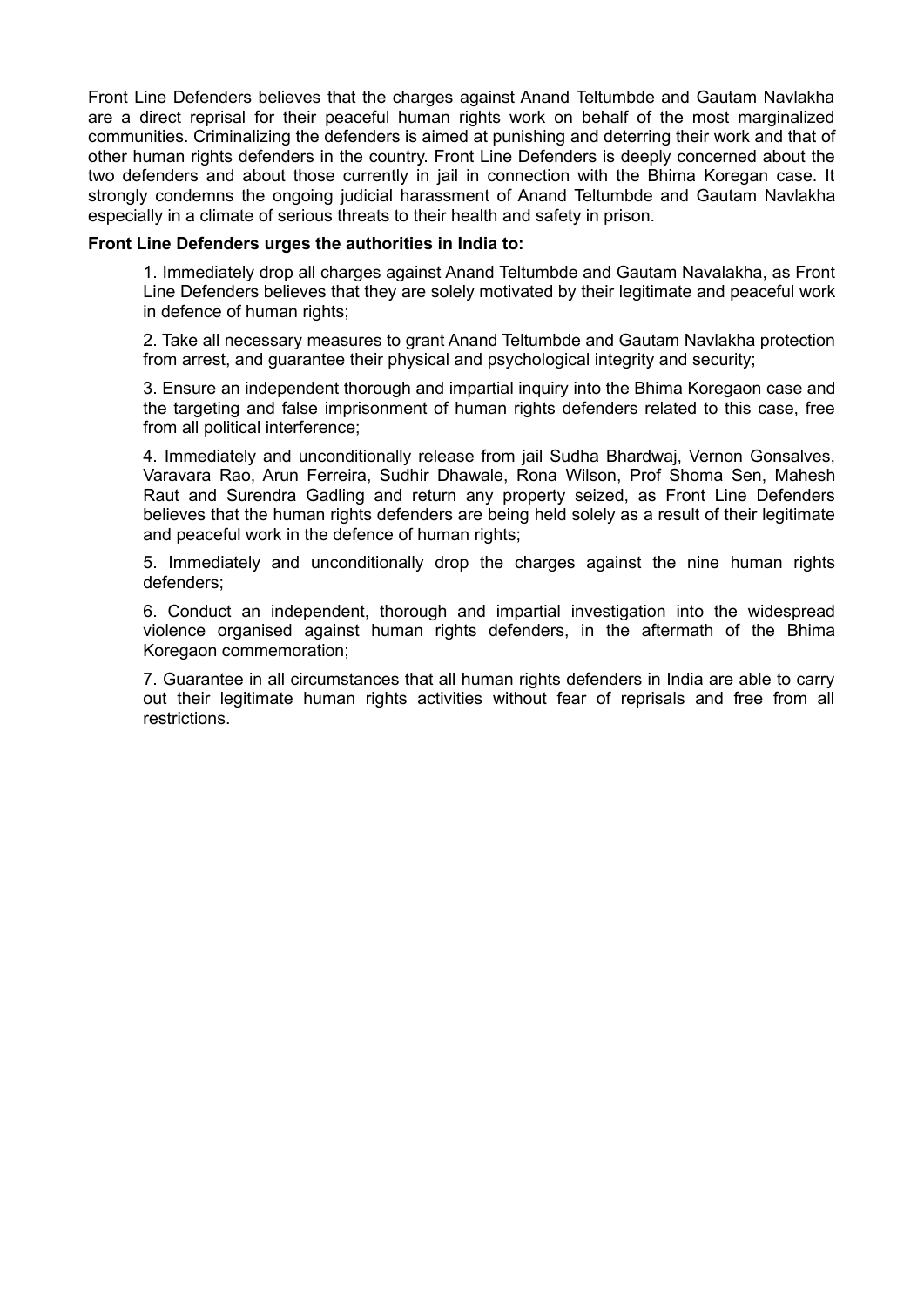Front Line Defenders believes that the charges against Anand Teltumbde and Gautam Navlakha are a direct reprisal for their peaceful human rights work on behalf of the most marginalized communities. Criminalizing the defenders is aimed at punishing and deterring their work and that of other human rights defenders in the country. Front Line Defenders is deeply concerned about the two defenders and about those currently in jail in connection with the Bhima Koregan case. It strongly condemns the ongoing judicial harassment of Anand Teltumbde and Gautam Navlakha especially in a climate of serious threats to their health and safety in prison.

**Front Line Defenders urges the authorities in India to:**

1. Immediately drop all charges against Anand Teltumbde and Gautam Navalakha, as Front Line Defenders believes that they are solely motivated by their legitimate and peaceful work in defence of human rights;

2. Take all necessary measures to grant Anand Teltumbde and Gautam Navlakha protection from arrest, and guarantee their physical and psychological integrity and security;

3. Ensure an independent thorough and impartial inquiry into the Bhima Koregaon case and the targeting and false imprisonment of human rights defenders related to this case, free from all political interference;

4. Immediately and unconditionally release from jail Sudha Bhardwaj, Vernon Gonsalves, Varavara Rao, Arun Ferreira, Sudhir Dhawale, Rona Wilson, Prof Shoma Sen, Mahesh Raut and Surendra Gadling and return any property seized, as Front Line Defenders believes that the human rights defenders are being held solely as a result of their legitimate and peaceful work in the defence of human rights;

5. Immediately and unconditionally drop the charges against the nine human rights defenders;

6. Conduct an independent, thorough and impartial investigation into the widespread violence organised against human rights defenders, in the aftermath of the Bhima Koregaon commemoration;

7. Guarantee in all circumstances that all human rights defenders in India are able to carry out their legitimate human rights activities without fear of reprisals and free from all restrictions.